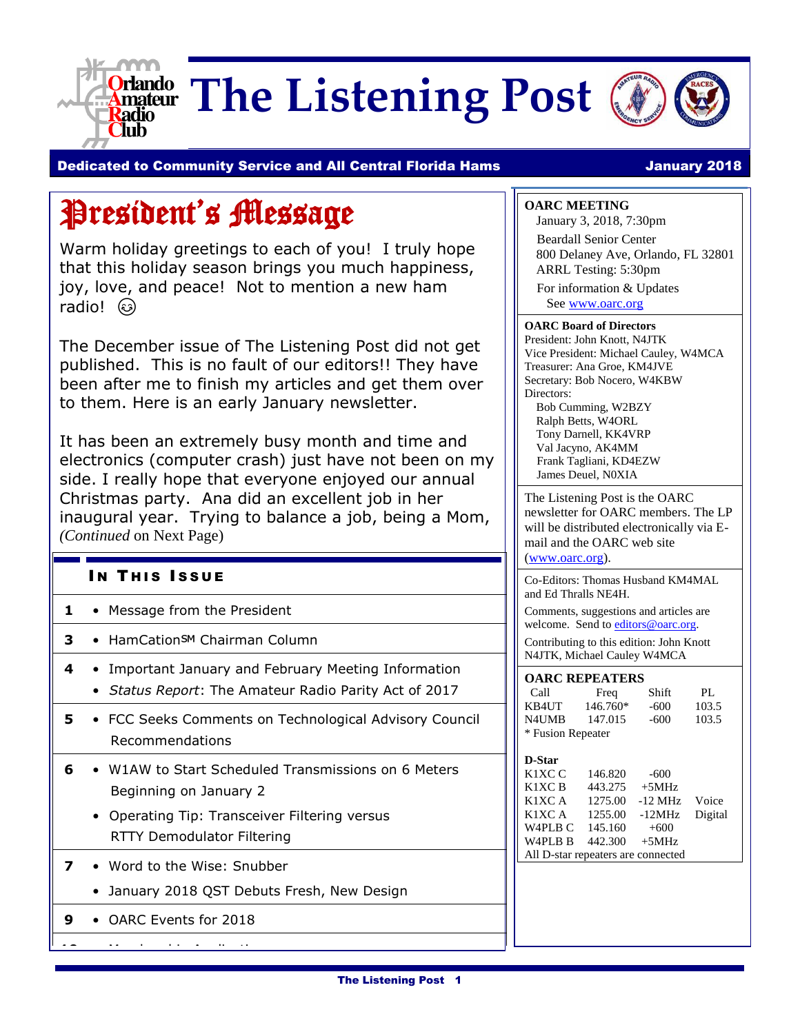# The Listening Post

**Orlando Amateur Radio Club**

**Dedicated to Community Service and All Central Florida Hams** — **January 2018**

## President's Message

Warm holiday greetings to each of you! I truly hope that this holiday season brings you much happiness, joy, love, and peace! Not to mention a new ham radio! 😉

The December issue of The Listening Post did not get published. This is no fault of our editors!! They have been after me to finish my articles and get them over to them. Here is an early January newsletter.

It has been an extremely busy month and time and electronics (computer crash) just have not been on my side. I really hope that everyone enjoyed our annual Christmas party. Ana did an excellent job in her inaugural year. Trying to balance a job, being a Mom, *(Continued* on Next Page)

### In This Issue

| | |
|---|---|
| 1 | • Message from the President |
| 3 | • HamCation℠ Chairman Column |
| 4 | • Important January and February Meeting Information<br>• *Status Report*: The Amateur Radio Parity Act of 2017 |
| 5 | • FCC Seeks Comments on Technological Advisory Council Recommendations |
| 6 | • W1AW to Start Scheduled Transmissions on 6 Meters Beginning on January 2<br>• Operating Tip: Transceiver Filtering versus RTTY Demodulator Filtering |
| 7 | • Word to the Wise: Snubber<br>• January 2018 QST Debuts Fresh, New Design |
| 9 | • OARC Events for 2018 |
| 10 | • Membership Application |

**OARC MEETING**
January 3, 2018, 7:30pm
Beardall Senior Center
800 Delaney Ave, Orlando, FL 32801
ARRL Testing: 5:30pm
For information & Updates
See www.oarc.org

**OARC Board of Directors**
President: John Knott, N4JTK
Vice President: Michael Cauley, W4MCA
Treasurer: Ana Groe, KM4JVE
Secretary: Bob Nocero, W4KBW
Directors:
Bob Cumming, W2BZY
Ralph Betts, W4ORL
Tony Darnell, KK4VRP
Val Jacyno, AK4MM
Frank Tagliani, KD4EZW
James Deuel, N0XIA

The Listening Post is the OARC newsletter for OARC members. The LP will be distributed electronically via E-mail and the OARC web site (www.oarc.org).

Co-Editors: Thomas Husband KM4MAL and Ed Thralls NE4H.

Comments, suggestions and articles are welcome. Send to editors@oarc.org.

Contributing to this edition: John Knott N4JTK, Michael Cauley W4MCA

**OARC REPEATERS**

| Call | Freq | Shift | PL |
|---|---|---|---|
| KB4UT | 146.760* | -600 | 103.5 |
| N4UMB | 147.015 | -600 | 103.5 |

\* Fusion Repeater

**D-Star**

| | | | |
|---|---|---|---|
| K1XC C | 146.820 | -600 | |
| K1XC B | 443.275 | +5MHz | |
| K1XC A | 1275.00 | -12 MHz | Voice |
| K1XC A | 1255.00 | -12MHz | Digital |
| W4PLB C | 145.160 | +600 | |
| W4PLB B | 442.300 | +5MHz | |

All D-star repeaters are connected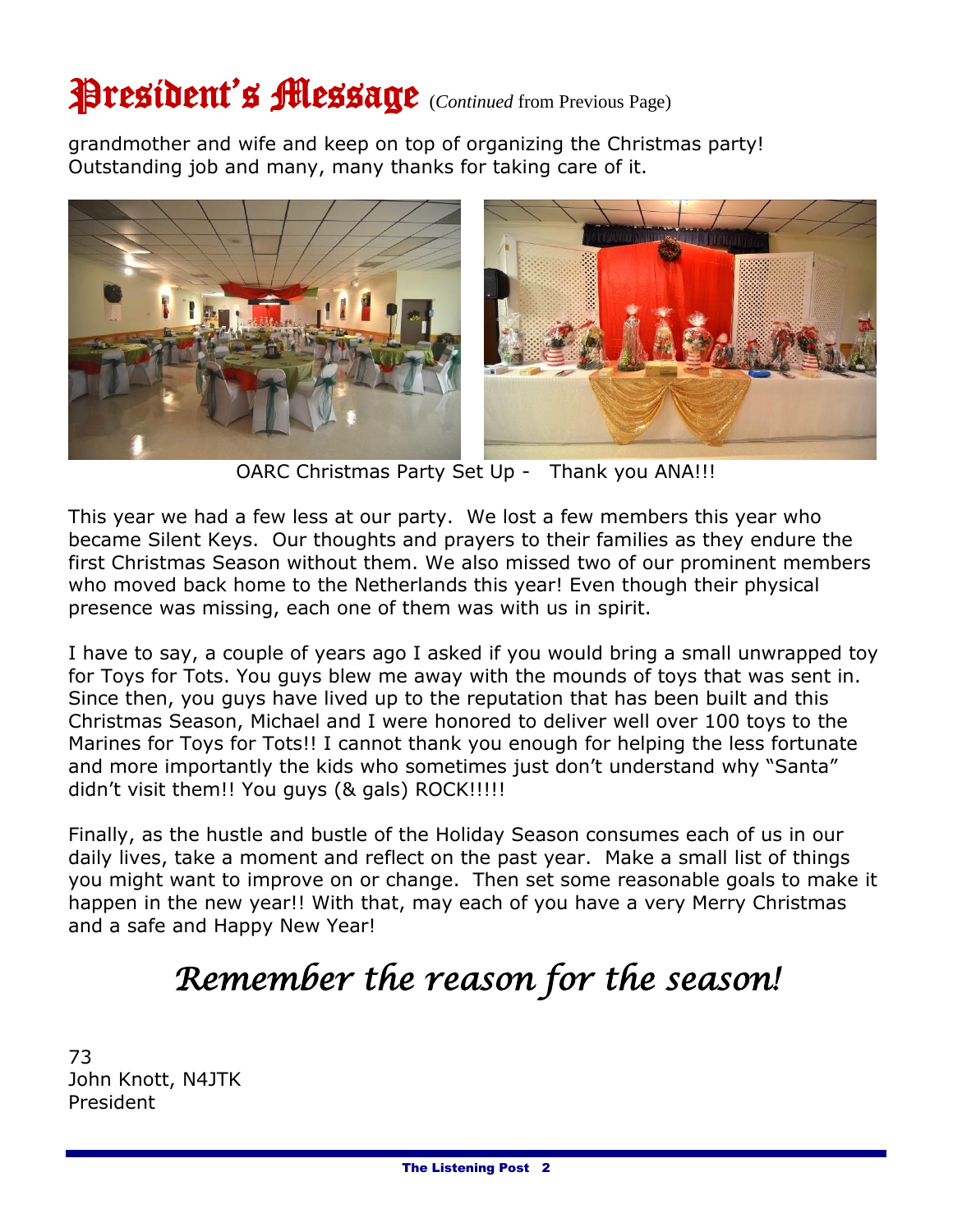# President's Message (*Continued* from Previous Page)

grandmother and wife and keep on top of organizing the Christmas party! Outstanding job and many, many thanks for taking care of it.

OARC Christmas Party Set Up - Thank you ANA!!!

This year we had a few less at our party. We lost a few members this year who became Silent Keys. Our thoughts and prayers to their families as they endure the first Christmas Season without them. We also missed two of our prominent members who moved back home to the Netherlands this year! Even though their physical presence was missing, each one of them was with us in spirit.

I have to say, a couple of years ago I asked if you would bring a small unwrapped toy for Toys for Tots. You guys blew me away with the mounds of toys that was sent in. Since then, you guys have lived up to the reputation that has been built and this Christmas Season, Michael and I were honored to deliver well over 100 toys to the Marines for Toys for Tots!! I cannot thank you enough for helping the less fortunate and more importantly the kids who sometimes just don't understand why "Santa" didn't visit them!! You guys (& gals) ROCK!!!!!

Finally, as the hustle and bustle of the Holiday Season consumes each of us in our daily lives, take a moment and reflect on the past year. Make a small list of things you might want to improve on or change. Then set some reasonable goals to make it happen in the new year!! With that, may each of you have a very Merry Christmas and a safe and Happy New Year!

## *Remember the reason for the season!*

73
John Knott, N4JTK
President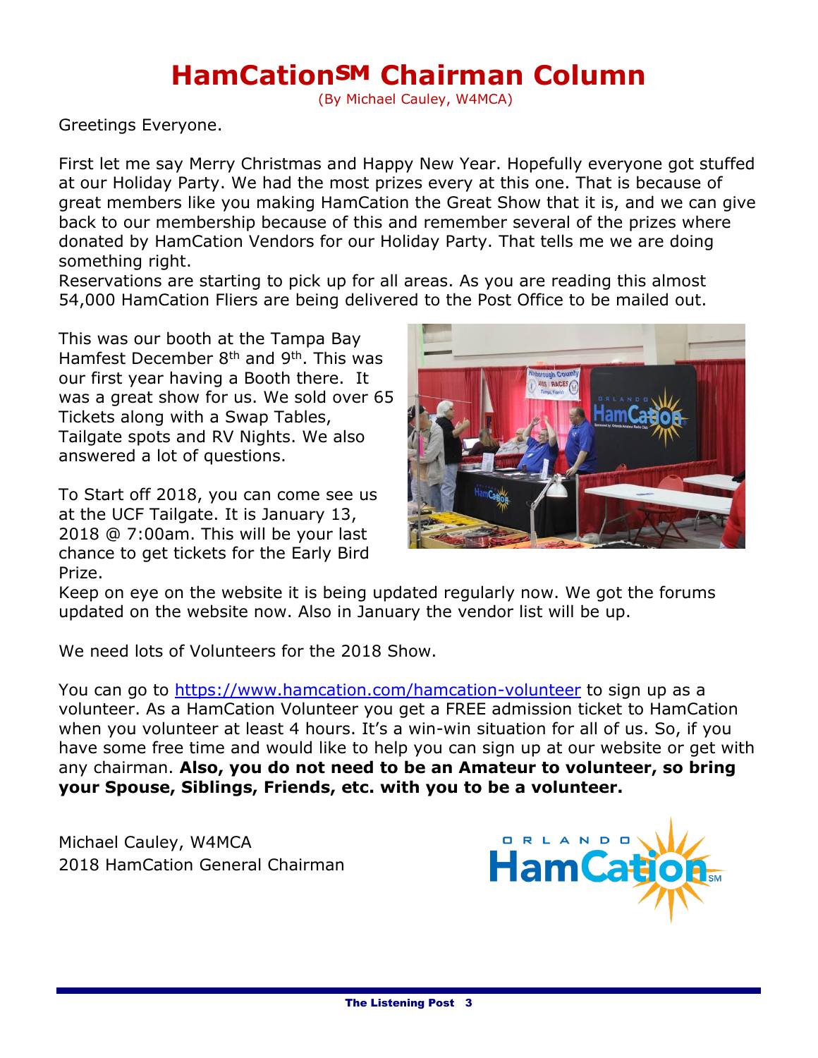# HamCation℠ Chairman Column

(By Michael Cauley, W4MCA)

Greetings Everyone.

First let me say Merry Christmas and Happy New Year. Hopefully everyone got stuffed at our Holiday Party. We had the most prizes every at this one. That is because of great members like you making HamCation the Great Show that it is, and we can give back to our membership because of this and remember several of the prizes where donated by HamCation Vendors for our Holiday Party. That tells me we are doing something right.
Reservations are starting to pick up for all areas. As you are reading this almost 54,000 HamCation Fliers are being delivered to the Post Office to be mailed out.

This was our booth at the Tampa Bay Hamfest December 8th and 9th. This was our first year having a Booth there. It was a great show for us. We sold over 65 Tickets along with a Swap Tables, Tailgate spots and RV Nights. We also answered a lot of questions.

To Start off 2018, you can come see us at the UCF Tailgate. It is January 13, 2018 @ 7:00am. This will be your last chance to get tickets for the Early Bird Prize.
Keep on eye on the website it is being updated regularly now. We got the forums updated on the website now. Also in January the vendor list will be up.

We need lots of Volunteers for the 2018 Show.

You can go to https://www.hamcation.com/hamcation-volunteer to sign up as a volunteer. As a HamCation Volunteer you get a FREE admission ticket to HamCation when you volunteer at least 4 hours. It's a win-win situation for all of us. So, if you have some free time and would like to help you can sign up at our website or get with any chairman. **Also, you do not need to be an Amateur to volunteer, so bring your Spouse, Siblings, Friends, etc. with you to be a volunteer.**

Michael Cauley, W4MCA
2018 HamCation General Chairman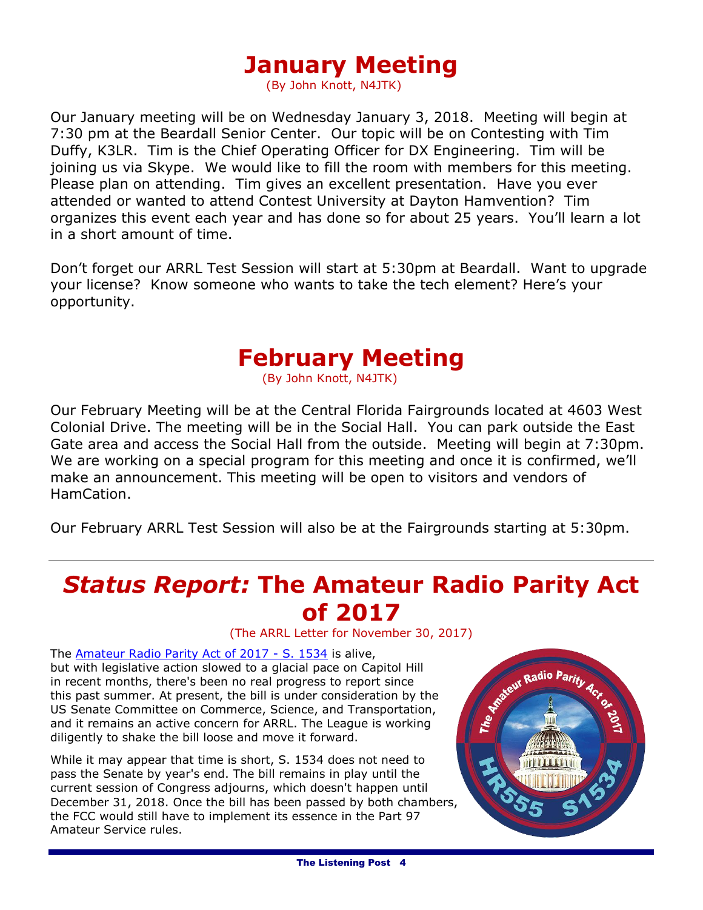# January Meeting

(By John Knott, N4JTK)

Our January meeting will be on Wednesday January 3, 2018. Meeting will begin at 7:30 pm at the Beardall Senior Center. Our topic will be on Contesting with Tim Duffy, K3LR. Tim is the Chief Operating Officer for DX Engineering. Tim will be joining us via Skype. We would like to fill the room with members for this meeting. Please plan on attending. Tim gives an excellent presentation. Have you ever attended or wanted to attend Contest University at Dayton Hamvention? Tim organizes this event each year and has done so for about 25 years. You'll learn a lot in a short amount of time.

Don't forget our ARRL Test Session will start at 5:30pm at Beardall. Want to upgrade your license? Know someone who wants to take the tech element? Here's your opportunity.

# February Meeting

(By John Knott, N4JTK)

Our February Meeting will be at the Central Florida Fairgrounds located at 4603 West Colonial Drive. The meeting will be in the Social Hall. You can park outside the East Gate area and access the Social Hall from the outside. Meeting will begin at 7:30pm. We are working on a special program for this meeting and once it is confirmed, we'll make an announcement. This meeting will be open to visitors and vendors of HamCation.

Our February ARRL Test Session will also be at the Fairgrounds starting at 5:30pm.

---

# *Status Report:* The Amateur Radio Parity Act of 2017

(The ARRL Letter for November 30, 2017)

The Amateur Radio Parity Act of 2017 - S. 1534 is alive, but with legislative action slowed to a glacial pace on Capitol Hill in recent months, there's been no real progress to report since this past summer. At present, the bill is under consideration by the US Senate Committee on Commerce, Science, and Transportation, and it remains an active concern for ARRL. The League is working diligently to shake the bill loose and move it forward.

While it may appear that time is short, S. 1534 does not need to pass the Senate by year's end. The bill remains in play until the current session of Congress adjourns, which doesn't happen until December 31, 2018. Once the bill has been passed by both chambers, the FCC would still have to implement its essence in the Part 97 Amateur Service rules.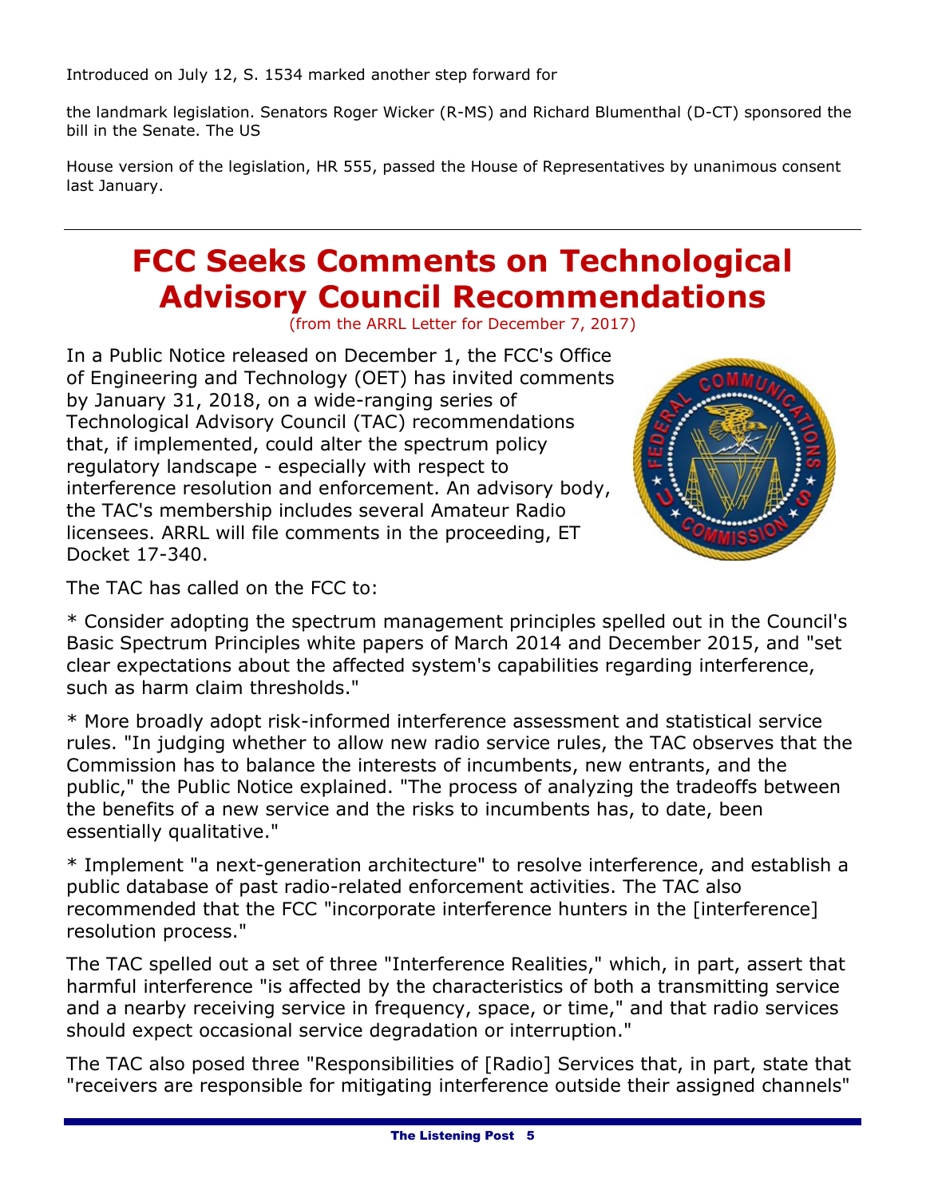Introduced on July 12, S. 1534 marked another step forward for

the landmark legislation. Senators Roger Wicker (R-MS) and Richard Blumenthal (D-CT) sponsored the bill in the Senate. The US

House version of the legislation, HR 555, passed the House of Representatives by unanimous consent last January.

---

# FCC Seeks Comments on Technological Advisory Council Recommendations

(from the ARRL Letter for December 7, 2017)

In a Public Notice released on December 1, the FCC's Office of Engineering and Technology (OET) has invited comments by January 31, 2018, on a wide-ranging series of Technological Advisory Council (TAC) recommendations that, if implemented, could alter the spectrum policy regulatory landscape - especially with respect to interference resolution and enforcement. An advisory body, the TAC's membership includes several Amateur Radio licensees. ARRL will file comments in the proceeding, ET Docket 17-340.

The TAC has called on the FCC to:

* Consider adopting the spectrum management principles spelled out in the Council's Basic Spectrum Principles white papers of March 2014 and December 2015, and "set clear expectations about the affected system's capabilities regarding interference, such as harm claim thresholds."

* More broadly adopt risk-informed interference assessment and statistical service rules. "In judging whether to allow new radio service rules, the TAC observes that the Commission has to balance the interests of incumbents, new entrants, and the public," the Public Notice explained. "The process of analyzing the tradeoffs between the benefits of a new service and the risks to incumbents has, to date, been essentially qualitative."

* Implement "a next-generation architecture" to resolve interference, and establish a public database of past radio-related enforcement activities. The TAC also recommended that the FCC "incorporate interference hunters in the [interference] resolution process."

The TAC spelled out a set of three "Interference Realities," which, in part, assert that harmful interference "is affected by the characteristics of both a transmitting service and a nearby receiving service in frequency, space, or time," and that radio services should expect occasional service degradation or interruption."

The TAC also posed three "Responsibilities of [Radio] Services that, in part, state that "receivers are responsible for mitigating interference outside their assigned channels"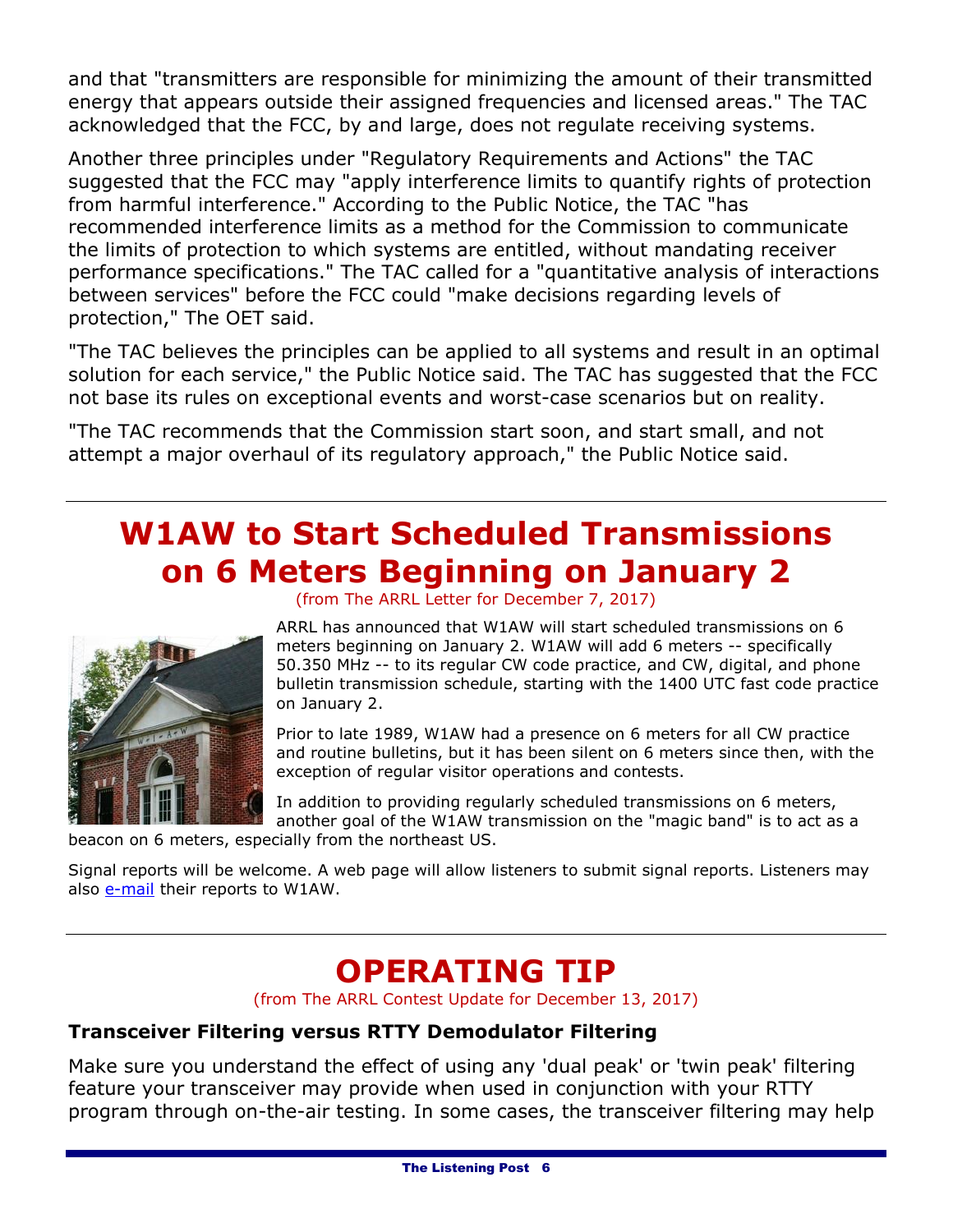and that "transmitters are responsible for minimizing the amount of their transmitted energy that appears outside their assigned frequencies and licensed areas." The TAC acknowledged that the FCC, by and large, does not regulate receiving systems.

Another three principles under "Regulatory Requirements and Actions" the TAC suggested that the FCC may "apply interference limits to quantify rights of protection from harmful interference." According to the Public Notice, the TAC "has recommended interference limits as a method for the Commission to communicate the limits of protection to which systems are entitled, without mandating receiver performance specifications." The TAC called for a "quantitative analysis of interactions between services" before the FCC could "make decisions regarding levels of protection," The OET said.

"The TAC believes the principles can be applied to all systems and result in an optimal solution for each service," the Public Notice said. The TAC has suggested that the FCC not base its rules on exceptional events and worst-case scenarios but on reality.

"The TAC recommends that the Commission start soon, and start small, and not attempt a major overhaul of its regulatory approach," the Public Notice said.

---

# W1AW to Start Scheduled Transmissions on 6 Meters Beginning on January 2

(from The ARRL Letter for December 7, 2017)

ARRL has announced that W1AW will start scheduled transmissions on 6 meters beginning on January 2. W1AW will add 6 meters -- specifically 50.350 MHz -- to its regular CW code practice, and CW, digital, and phone bulletin transmission schedule, starting with the 1400 UTC fast code practice on January 2.

Prior to late 1989, W1AW had a presence on 6 meters for all CW practice and routine bulletins, but it has been silent on 6 meters since then, with the exception of regular visitor operations and contests.

In addition to providing regularly scheduled transmissions on 6 meters, another goal of the W1AW transmission on the "magic band" is to act as a beacon on 6 meters, especially from the northeast US.

Signal reports will be welcome. A web page will allow listeners to submit signal reports. Listeners may also e-mail their reports to W1AW.

---

# OPERATING TIP

(from The ARRL Contest Update for December 13, 2017)

### Transceiver Filtering versus RTTY Demodulator Filtering

Make sure you understand the effect of using any 'dual peak' or 'twin peak' filtering feature your transceiver may provide when used in conjunction with your RTTY program through on-the-air testing. In some cases, the transceiver filtering may help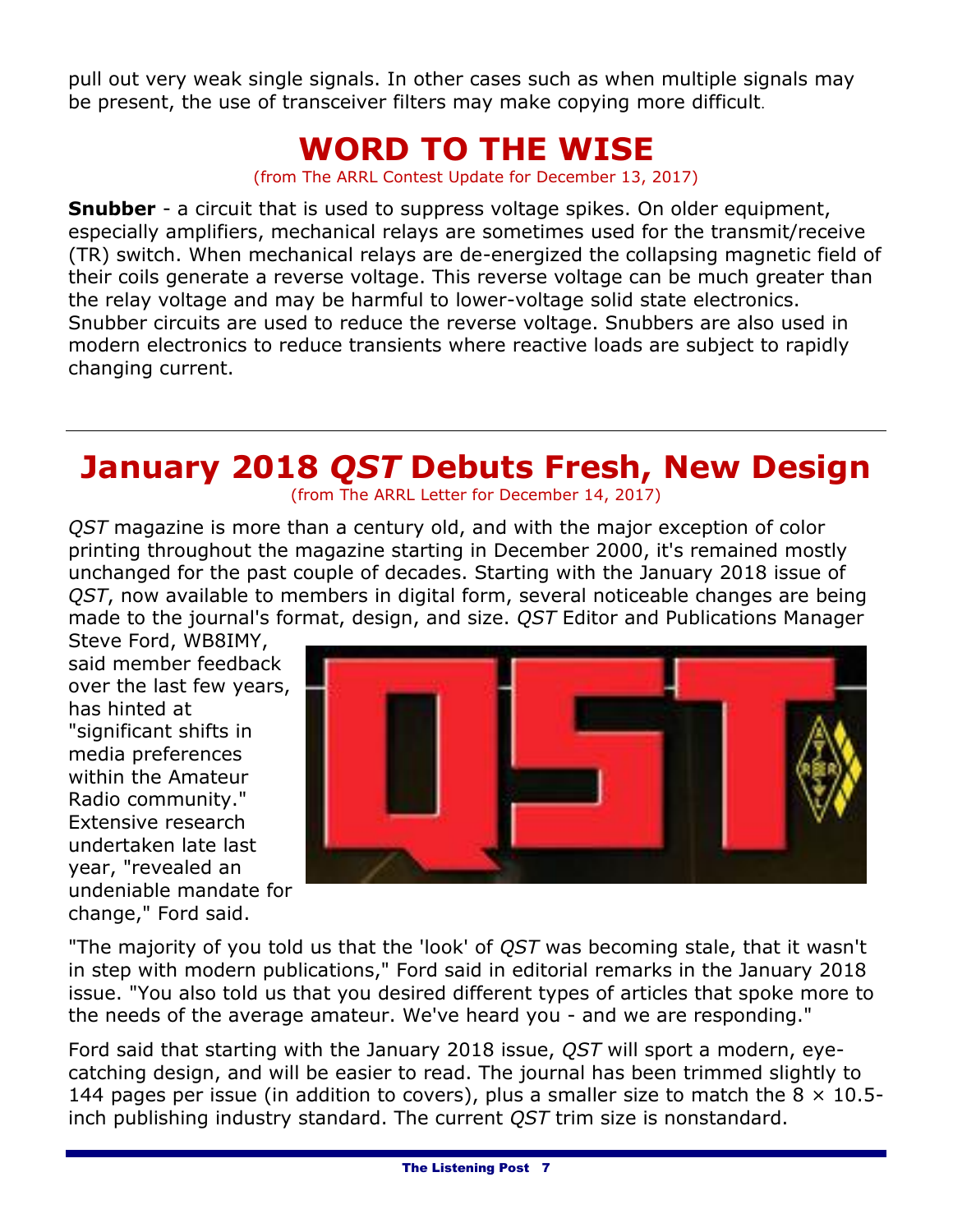pull out very weak single signals. In other cases such as when multiple signals may be present, the use of transceiver filters may make copying more difficult.

# WORD TO THE WISE

(from The ARRL Contest Update for December 13, 2017)

**Snubber** - a circuit that is used to suppress voltage spikes. On older equipment, especially amplifiers, mechanical relays are sometimes used for the transmit/receive (TR) switch. When mechanical relays are de-energized the collapsing magnetic field of their coils generate a reverse voltage. This reverse voltage can be much greater than the relay voltage and may be harmful to lower-voltage solid state electronics. Snubber circuits are used to reduce the reverse voltage. Snubbers are also used in modern electronics to reduce transients where reactive loads are subject to rapidly changing current.

# January 2018 *QST* Debuts Fresh, New Design

(from The ARRL Letter for December 14, 2017)

*QST* magazine is more than a century old, and with the major exception of color printing throughout the magazine starting in December 2000, it's remained mostly unchanged for the past couple of decades. Starting with the January 2018 issue of *QST*, now available to members in digital form, several noticeable changes are being made to the journal's format, design, and size. *QST* Editor and Publications Manager Steve Ford, WB8IMY, said member feedback over the last few years, has hinted at "significant shifts in media preferences within the Amateur Radio community." Extensive research undertaken late last year, "revealed an undeniable mandate for change," Ford said.

"The majority of you told us that the 'look' of *QST* was becoming stale, that it wasn't in step with modern publications," Ford said in editorial remarks in the January 2018 issue. "You also told us that you desired different types of articles that spoke more to the needs of the average amateur. We've heard you - and we are responding."

Ford said that starting with the January 2018 issue, *QST* will sport a modern, eye-catching design, and will be easier to read. The journal has been trimmed slightly to 144 pages per issue (in addition to covers), plus a smaller size to match the 8 × 10.5-inch publishing industry standard. The current *QST* trim size is nonstandard.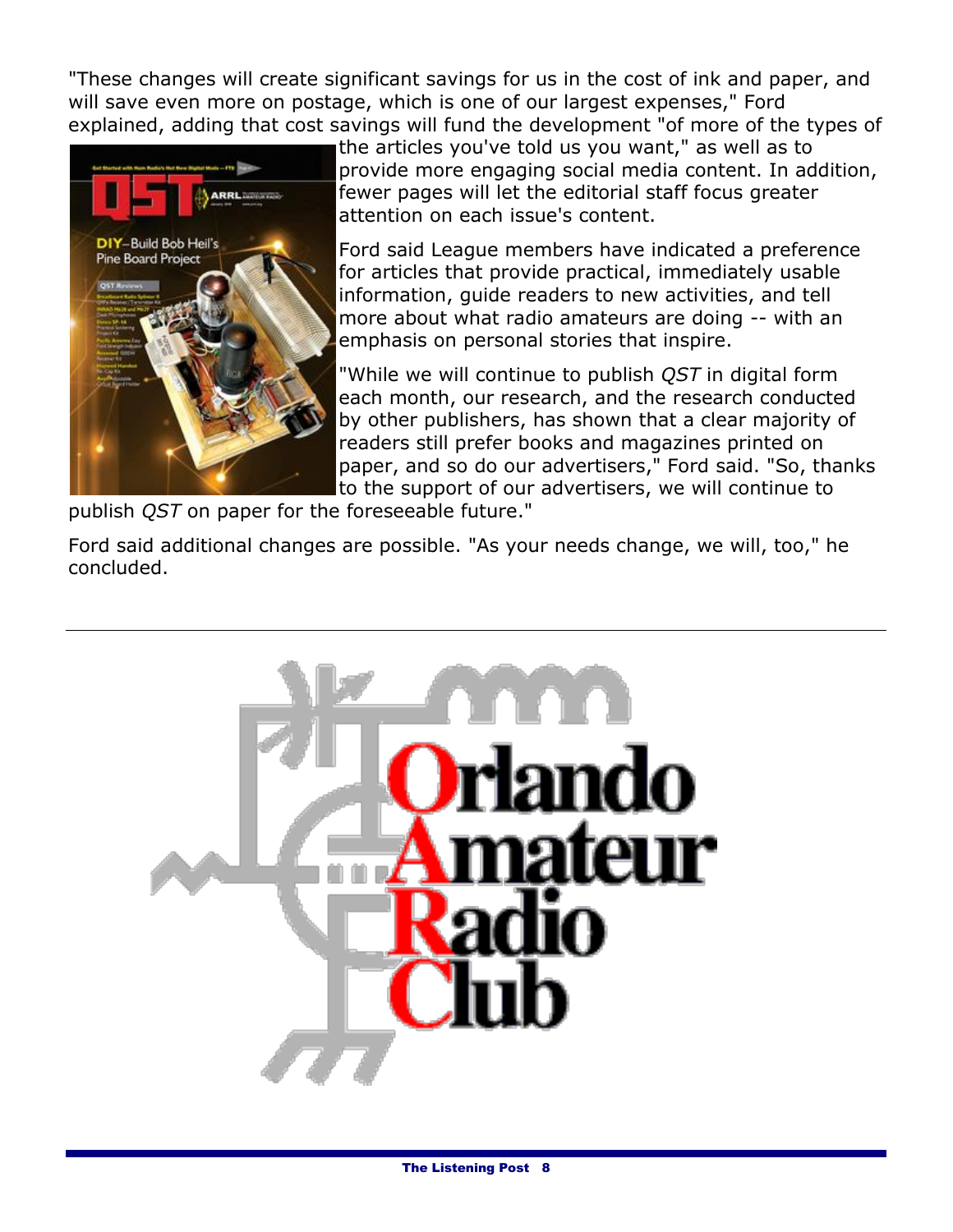"These changes will create significant savings for us in the cost of ink and paper, and will save even more on postage, which is one of our largest expenses," Ford explained, adding that cost savings will fund the development "of more of the types of the articles you've told us you want," as well as to provide more engaging social media content. In addition, fewer pages will let the editorial staff focus greater attention on each issue's content.

Ford said League members have indicated a preference for articles that provide practical, immediately usable information, guide readers to new activities, and tell more about what radio amateurs are doing -- with an emphasis on personal stories that inspire.

"While we will continue to publish *QST* in digital form each month, our research, and the research conducted by other publishers, has shown that a clear majority of readers still prefer books and magazines printed on paper, and so do our advertisers," Ford said. "So, thanks to the support of our advertisers, we will continue to publish *QST* on paper for the foreseeable future."

Ford said additional changes are possible. "As your needs change, we will, too," he concluded.

---

Orlando Amateur Radio Club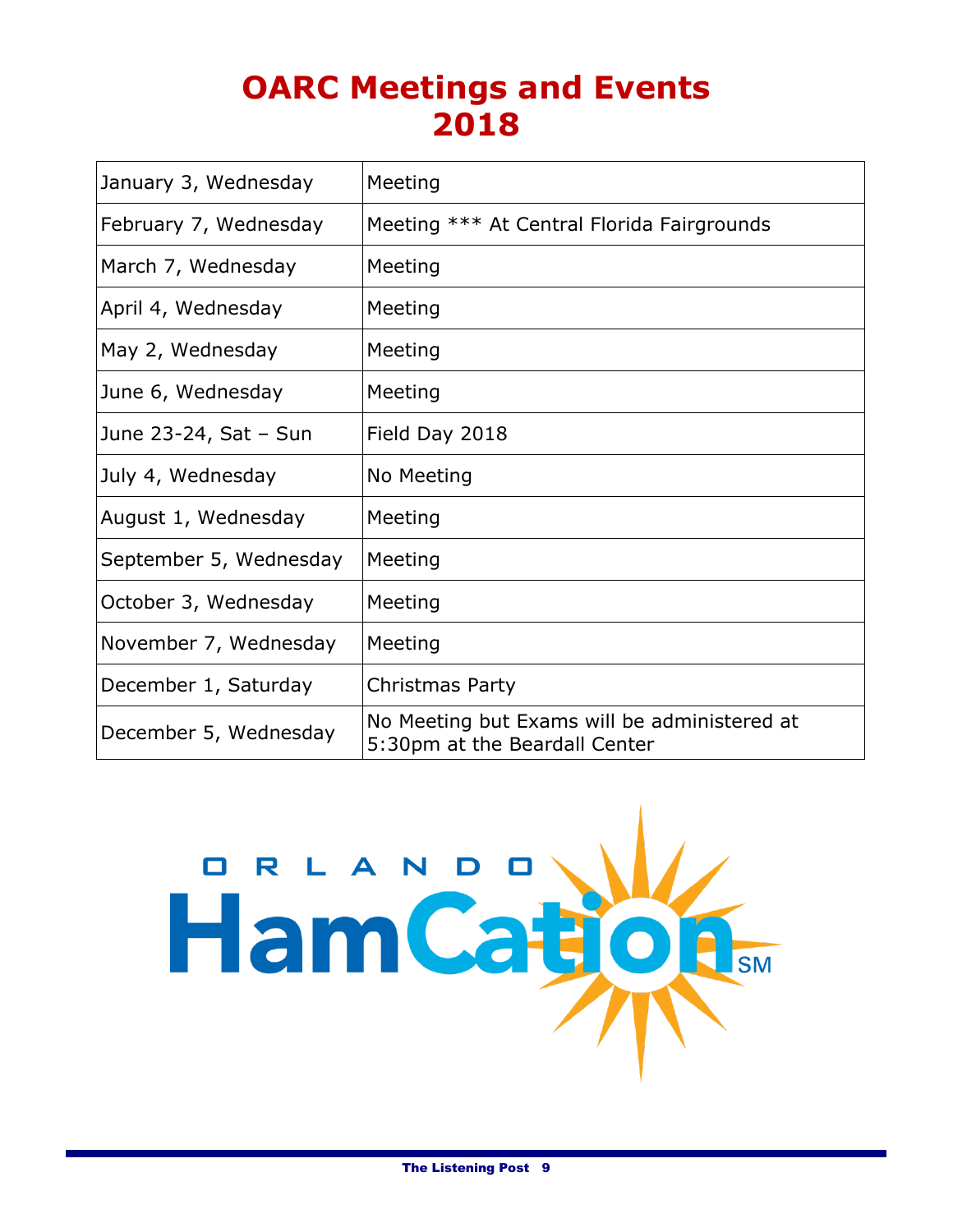# OARC Meetings and Events 2018

| | |
|---|---|
| January 3, Wednesday | Meeting |
| February 7, Wednesday | Meeting *** At Central Florida Fairgrounds |
| March 7, Wednesday | Meeting |
| April 4, Wednesday | Meeting |
| May 2, Wednesday | Meeting |
| June 6, Wednesday | Meeting |
| June 23-24, Sat – Sun | Field Day 2018 |
| July 4, Wednesday | No Meeting |
| August 1, Wednesday | Meeting |
| September 5, Wednesday | Meeting |
| October 3, Wednesday | Meeting |
| November 7, Wednesday | Meeting |
| December 1, Saturday | Christmas Party |
| December 5, Wednesday | No Meeting but Exams will be administered at 5:30pm at the Beardall Center |

ORLANDO HamCation SM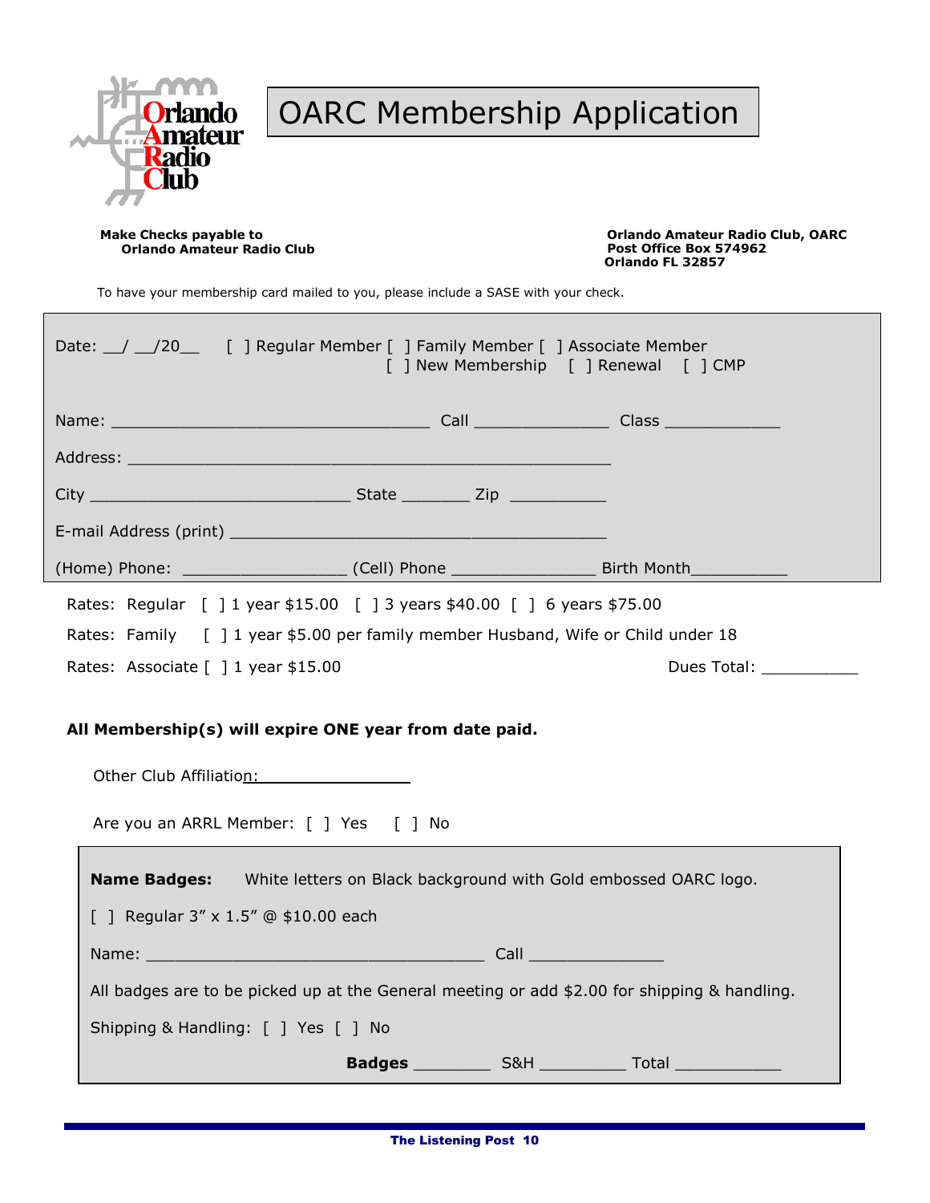# OARC Membership Application

**Make Checks payable to**
**Orlando Amateur Radio Club**

**Orlando Amateur Radio Club, OARC**
**Post Office Box 574962**
**Orlando FL 32857**

To have your membership card mailed to you, please include a SASE with your check.

Date: __/ __/20__ [ ] Regular Member [ ] Family Member [ ] Associate Member
[ ] New Membership [ ] Renewal [ ] CMP

Name: ________________________________ Call ______________ Class ____________

Address: __________________________________________________

City ___________________________ State _______ Zip __________

E-mail Address (print) ______________________________________

(Home) Phone: ________________ (Cell) Phone ______________ Birth Month__________

Rates: Regular [ ] 1 year $15.00 [ ] 3 years $40.00 [ ] 6 years $75.00

Rates: Family [ ] 1 year $5.00 per family member Husband, Wife or Child under 18

Rates: Associate [ ] 1 year $15.00 Dues Total: __________

**All Membership(s) will expire ONE year from date paid.**

Other Club Affiliation: _______________

Are you an ARRL Member: [ ] Yes [ ] No

**Name Badges:** White letters on Black background with Gold embossed OARC logo.

[ ] Regular 3" x 1.5" @ $10.00 each

Name: ___________________________________ Call ______________

All badges are to be picked up at the General meeting or add $2.00 for shipping & handling.

Shipping & Handling: [ ] Yes [ ] No

**Badges** ________ S&H _________ Total ___________